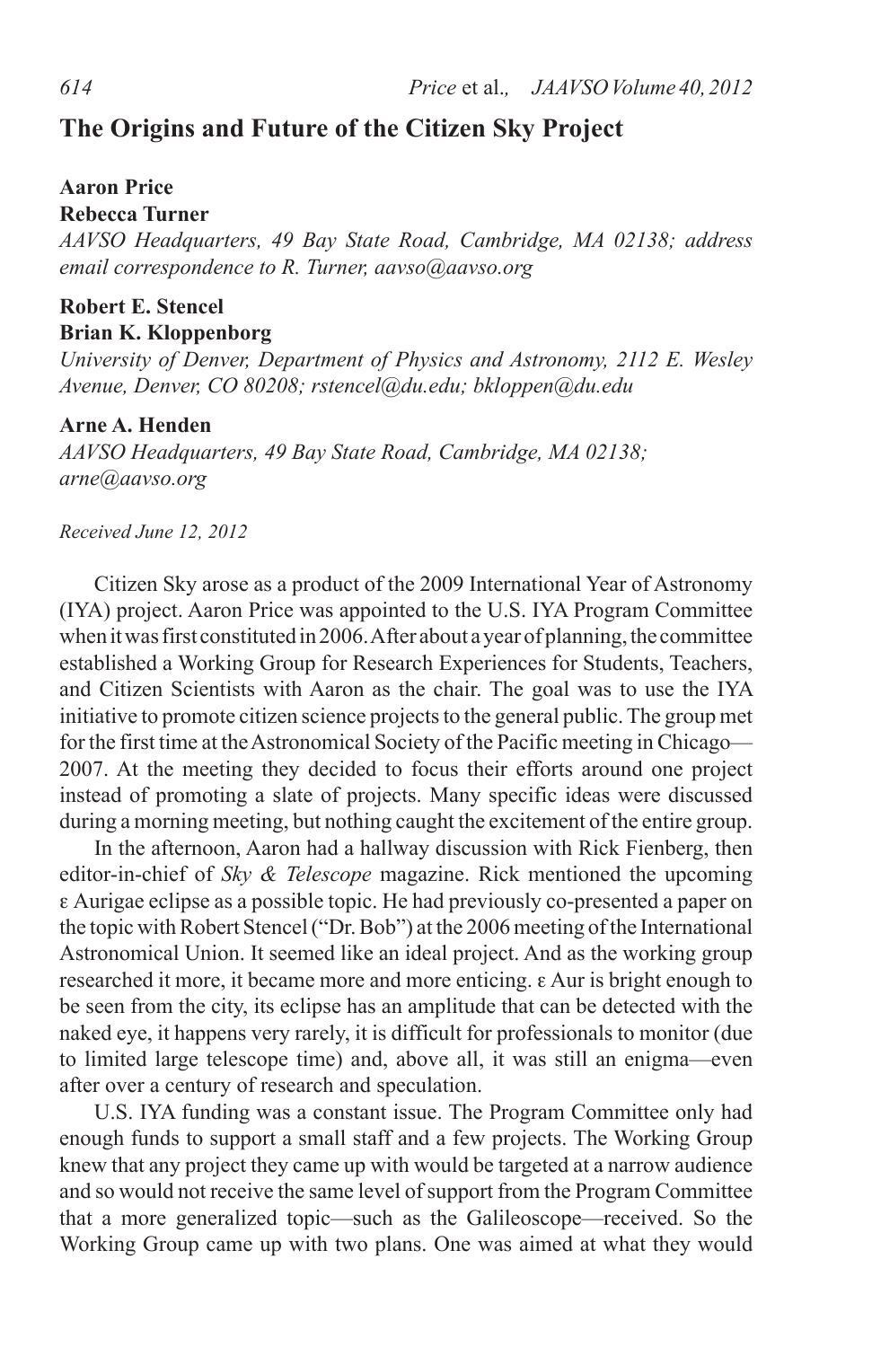# The Origins and Future of the Citizen Sky Project

**Aaron Price**
**Rebecca Turner**
*AAVSO Headquarters, 49 Bay State Road, Cambridge, MA 02138; address email correspondence to R. Turner, aavso@aavso.org*

**Robert E. Stencel**
**Brian K. Kloppenborg**
*University of Denver, Department of Physics and Astronomy, 2112 E. Wesley Avenue, Denver, CO 80208; rstencel@du.edu; bkloppen@du.edu*

**Arne A. Henden**
*AAVSO Headquarters, 49 Bay State Road, Cambridge, MA 02138; arne@aavso.org*

*Received June 12, 2012*

Citizen Sky arose as a product of the 2009 International Year of Astronomy (IYA) project. Aaron Price was appointed to the U.S. IYA Program Committee when it was first constituted in 2006. After about a year of planning, the committee established a Working Group for Research Experiences for Students, Teachers, and Citizen Scientists with Aaron as the chair. The goal was to use the IYA initiative to promote citizen science projects to the general public. The group met for the first time at the Astronomical Society of the Pacific meeting in Chicago—2007. At the meeting they decided to focus their efforts around one project instead of promoting a slate of projects. Many specific ideas were discussed during a morning meeting, but nothing caught the excitement of the entire group.

In the afternoon, Aaron had a hallway discussion with Rick Fienberg, then editor-in-chief of *Sky & Telescope* magazine. Rick mentioned the upcoming ε Aurigae eclipse as a possible topic. He had previously co-presented a paper on the topic with Robert Stencel ("Dr. Bob") at the 2006 meeting of the International Astronomical Union. It seemed like an ideal project. And as the working group researched it more, it became more and more enticing. ε Aur is bright enough to be seen from the city, its eclipse has an amplitude that can be detected with the naked eye, it happens very rarely, it is difficult for professionals to monitor (due to limited large telescope time) and, above all, it was still an enigma—even after over a century of research and speculation.

U.S. IYA funding was a constant issue. The Program Committee only had enough funds to support a small staff and a few projects. The Working Group knew that any project they came up with would be targeted at a narrow audience and so would not receive the same level of support from the Program Committee that a more generalized topic—such as the Galileoscope—received. So the Working Group came up with two plans. One was aimed at what they would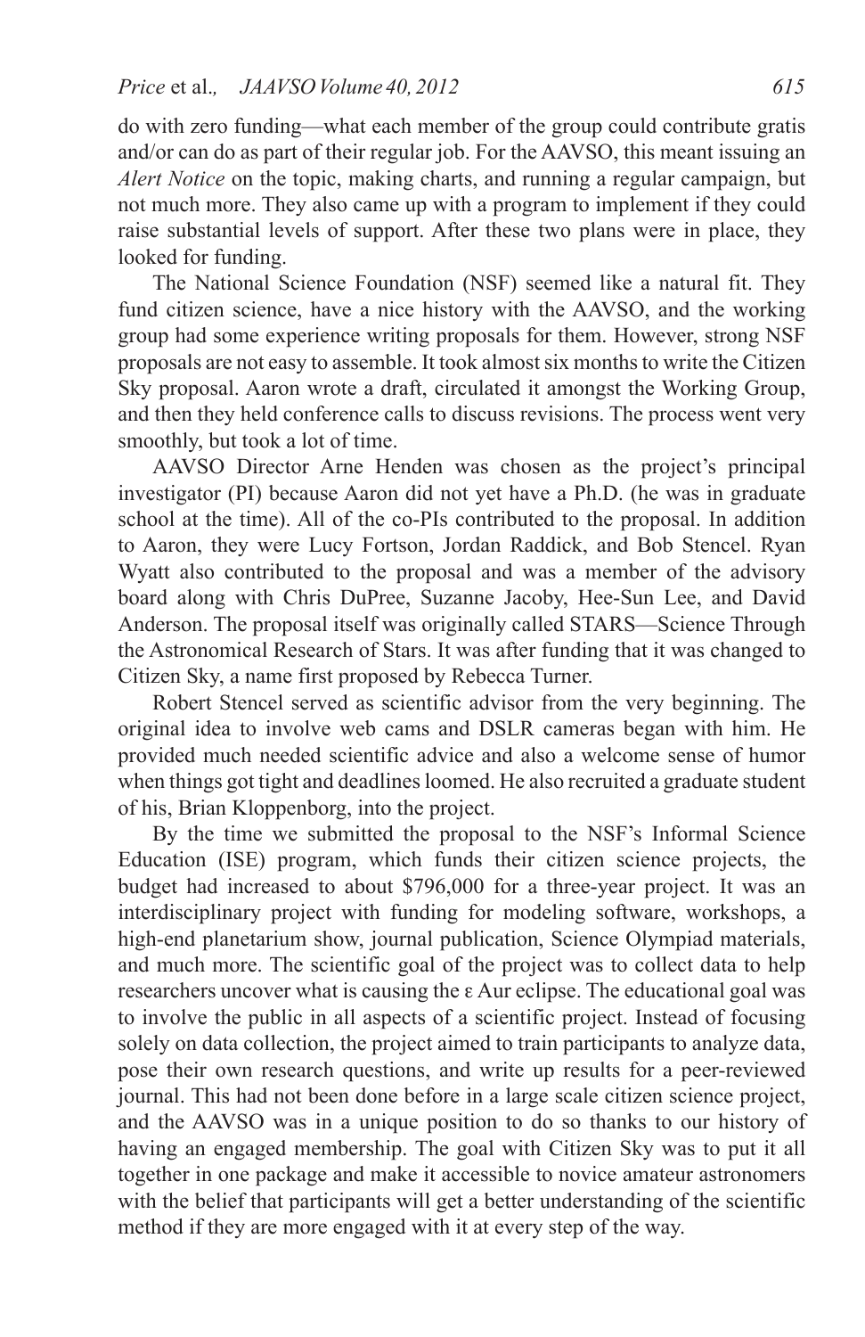do with zero funding—what each member of the group could contribute gratis and/or can do as part of their regular job. For the AAVSO, this meant issuing an *Alert Notice* on the topic, making charts, and running a regular campaign, but not much more. They also came up with a program to implement if they could raise substantial levels of support. After these two plans were in place, they looked for funding.

The National Science Foundation (NSF) seemed like a natural fit. They fund citizen science, have a nice history with the AAVSO, and the working group had some experience writing proposals for them. However, strong NSF proposals are not easy to assemble. It took almost six months to write the Citizen Sky proposal. Aaron wrote a draft, circulated it amongst the Working Group, and then they held conference calls to discuss revisions. The process went very smoothly, but took a lot of time.

AAVSO Director Arne Henden was chosen as the project's principal investigator (PI) because Aaron did not yet have a Ph.D. (he was in graduate school at the time). All of the co-PIs contributed to the proposal. In addition to Aaron, they were Lucy Fortson, Jordan Raddick, and Bob Stencel. Ryan Wyatt also contributed to the proposal and was a member of the advisory board along with Chris DuPree, Suzanne Jacoby, Hee-Sun Lee, and David Anderson. The proposal itself was originally called STARS—Science Through the Astronomical Research of Stars. It was after funding that it was changed to Citizen Sky, a name first proposed by Rebecca Turner.

Robert Stencel served as scientific advisor from the very beginning. The original idea to involve web cams and DSLR cameras began with him. He provided much needed scientific advice and also a welcome sense of humor when things got tight and deadlines loomed. He also recruited a graduate student of his, Brian Kloppenborg, into the project.

By the time we submitted the proposal to the NSF's Informal Science Education (ISE) program, which funds their citizen science projects, the budget had increased to about $796,000 for a three-year project. It was an interdisciplinary project with funding for modeling software, workshops, a high-end planetarium show, journal publication, Science Olympiad materials, and much more. The scientific goal of the project was to collect data to help researchers uncover what is causing the ε Aur eclipse. The educational goal was to involve the public in all aspects of a scientific project. Instead of focusing solely on data collection, the project aimed to train participants to analyze data, pose their own research questions, and write up results for a peer-reviewed journal. This had not been done before in a large scale citizen science project, and the AAVSO was in a unique position to do so thanks to our history of having an engaged membership. The goal with Citizen Sky was to put it all together in one package and make it accessible to novice amateur astronomers with the belief that participants will get a better understanding of the scientific method if they are more engaged with it at every step of the way.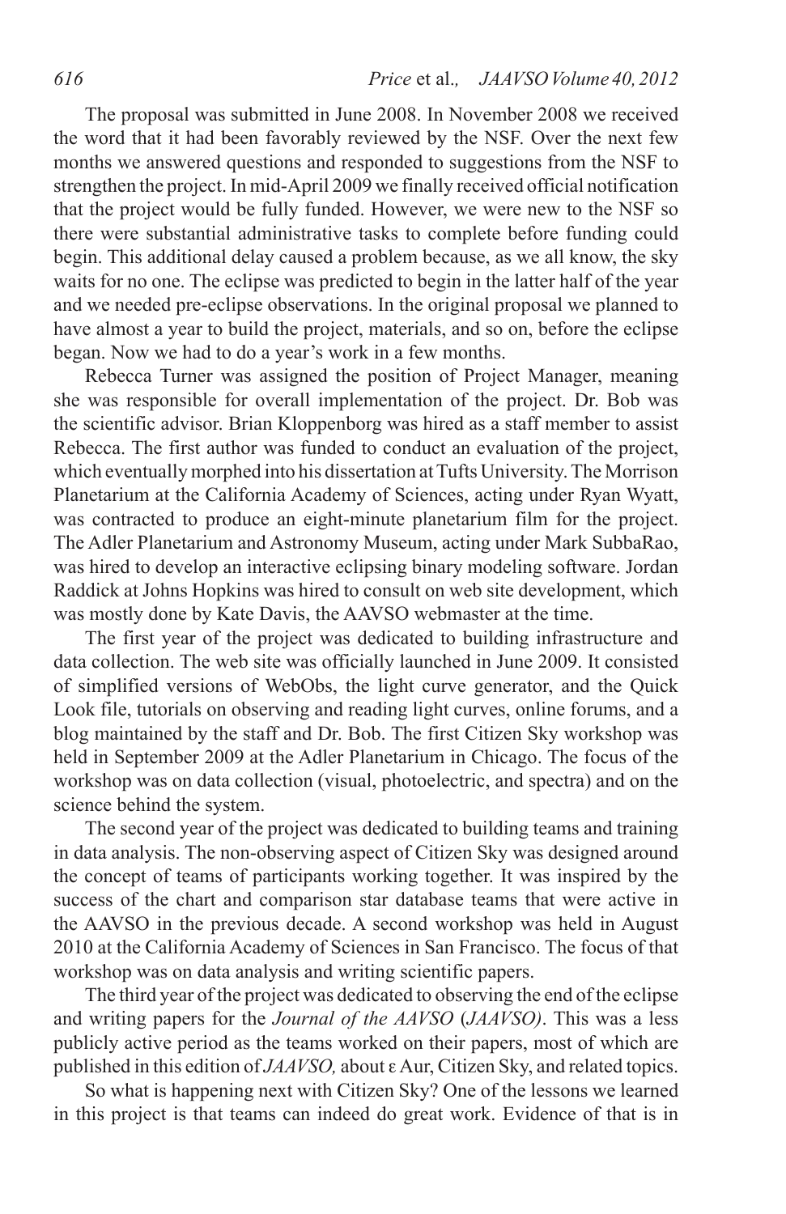The proposal was submitted in June 2008. In November 2008 we received the word that it had been favorably reviewed by the NSF. Over the next few months we answered questions and responded to suggestions from the NSF to strengthen the project. In mid-April 2009 we finally received official notification that the project would be fully funded. However, we were new to the NSF so there were substantial administrative tasks to complete before funding could begin. This additional delay caused a problem because, as we all know, the sky waits for no one. The eclipse was predicted to begin in the latter half of the year and we needed pre-eclipse observations. In the original proposal we planned to have almost a year to build the project, materials, and so on, before the eclipse began. Now we had to do a year's work in a few months.

Rebecca Turner was assigned the position of Project Manager, meaning she was responsible for overall implementation of the project. Dr. Bob was the scientific advisor. Brian Kloppenborg was hired as a staff member to assist Rebecca. The first author was funded to conduct an evaluation of the project, which eventually morphed into his dissertation at Tufts University. The Morrison Planetarium at the California Academy of Sciences, acting under Ryan Wyatt, was contracted to produce an eight-minute planetarium film for the project. The Adler Planetarium and Astronomy Museum, acting under Mark SubbaRao, was hired to develop an interactive eclipsing binary modeling software. Jordan Raddick at Johns Hopkins was hired to consult on web site development, which was mostly done by Kate Davis, the AAVSO webmaster at the time.

The first year of the project was dedicated to building infrastructure and data collection. The web site was officially launched in June 2009. It consisted of simplified versions of WebObs, the light curve generator, and the Quick Look file, tutorials on observing and reading light curves, online forums, and a blog maintained by the staff and Dr. Bob. The first Citizen Sky workshop was held in September 2009 at the Adler Planetarium in Chicago. The focus of the workshop was on data collection (visual, photoelectric, and spectra) and on the science behind the system.

The second year of the project was dedicated to building teams and training in data analysis. The non-observing aspect of Citizen Sky was designed around the concept of teams of participants working together. It was inspired by the success of the chart and comparison star database teams that were active in the AAVSO in the previous decade. A second workshop was held in August 2010 at the California Academy of Sciences in San Francisco. The focus of that workshop was on data analysis and writing scientific papers.

The third year of the project was dedicated to observing the end of the eclipse and writing papers for the *Journal of the AAVSO* (*JAAVSO)*. This was a less publicly active period as the teams worked on their papers, most of which are published in this edition of *JAAVSO,* about ε Aur, Citizen Sky, and related topics.

So what is happening next with Citizen Sky? One of the lessons we learned in this project is that teams can indeed do great work. Evidence of that is in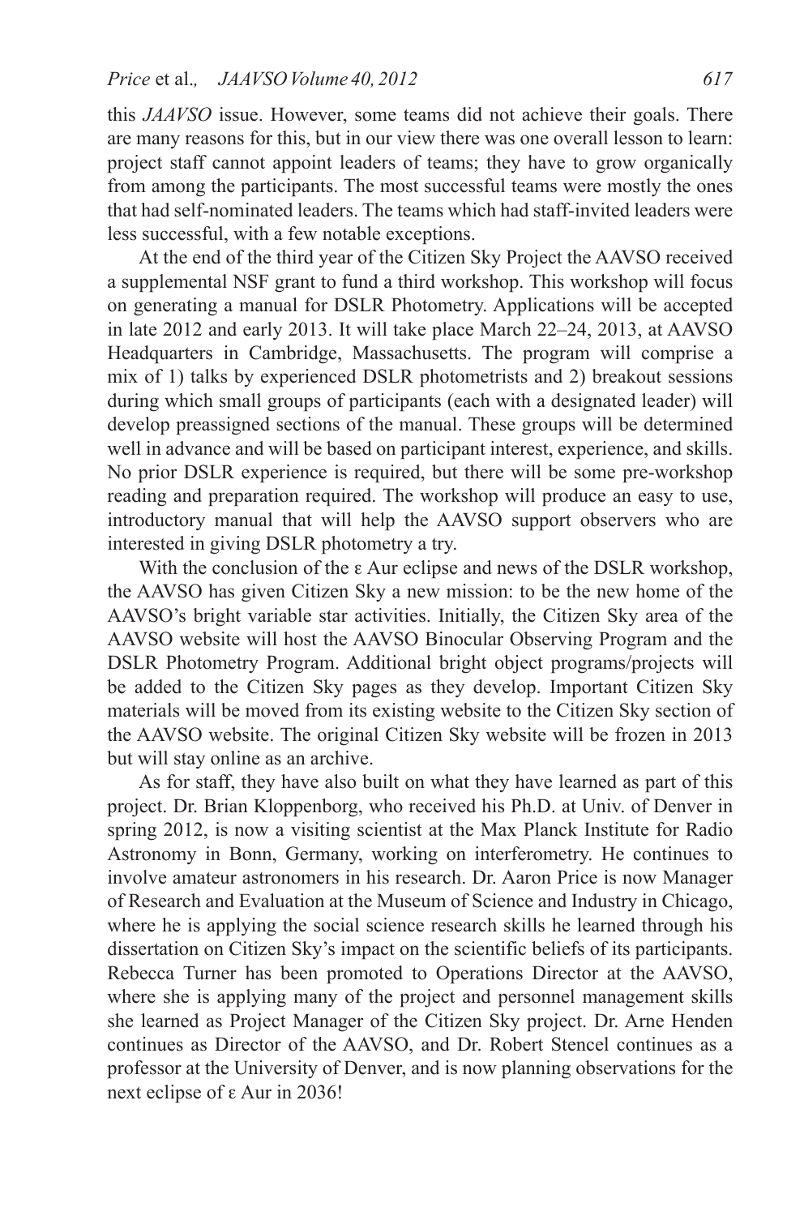this *JAAVSO* issue. However, some teams did not achieve their goals. There are many reasons for this, but in our view there was one overall lesson to learn: project staff cannot appoint leaders of teams; they have to grow organically from among the participants. The most successful teams were mostly the ones that had self-nominated leaders. The teams which had staff-invited leaders were less successful, with a few notable exceptions.

At the end of the third year of the Citizen Sky Project the AAVSO received a supplemental NSF grant to fund a third workshop. This workshop will focus on generating a manual for DSLR Photometry. Applications will be accepted in late 2012 and early 2013. It will take place March 22–24, 2013, at AAVSO Headquarters in Cambridge, Massachusetts. The program will comprise a mix of 1) talks by experienced DSLR photometrists and 2) breakout sessions during which small groups of participants (each with a designated leader) will develop preassigned sections of the manual. These groups will be determined well in advance and will be based on participant interest, experience, and skills. No prior DSLR experience is required, but there will be some pre-workshop reading and preparation required. The workshop will produce an easy to use, introductory manual that will help the AAVSO support observers who are interested in giving DSLR photometry a try.

With the conclusion of the ε Aur eclipse and news of the DSLR workshop, the AAVSO has given Citizen Sky a new mission: to be the new home of the AAVSO's bright variable star activities. Initially, the Citizen Sky area of the AAVSO website will host the AAVSO Binocular Observing Program and the DSLR Photometry Program. Additional bright object programs/projects will be added to the Citizen Sky pages as they develop. Important Citizen Sky materials will be moved from its existing website to the Citizen Sky section of the AAVSO website. The original Citizen Sky website will be frozen in 2013 but will stay online as an archive.

As for staff, they have also built on what they have learned as part of this project. Dr. Brian Kloppenborg, who received his Ph.D. at Univ. of Denver in spring 2012, is now a visiting scientist at the Max Planck Institute for Radio Astronomy in Bonn, Germany, working on interferometry. He continues to involve amateur astronomers in his research. Dr. Aaron Price is now Manager of Research and Evaluation at the Museum of Science and Industry in Chicago, where he is applying the social science research skills he learned through his dissertation on Citizen Sky's impact on the scientific beliefs of its participants. Rebecca Turner has been promoted to Operations Director at the AAVSO, where she is applying many of the project and personnel management skills she learned as Project Manager of the Citizen Sky project. Dr. Arne Henden continues as Director of the AAVSO, and Dr. Robert Stencel continues as a professor at the University of Denver, and is now planning observations for the next eclipse of ε Aur in 2036!